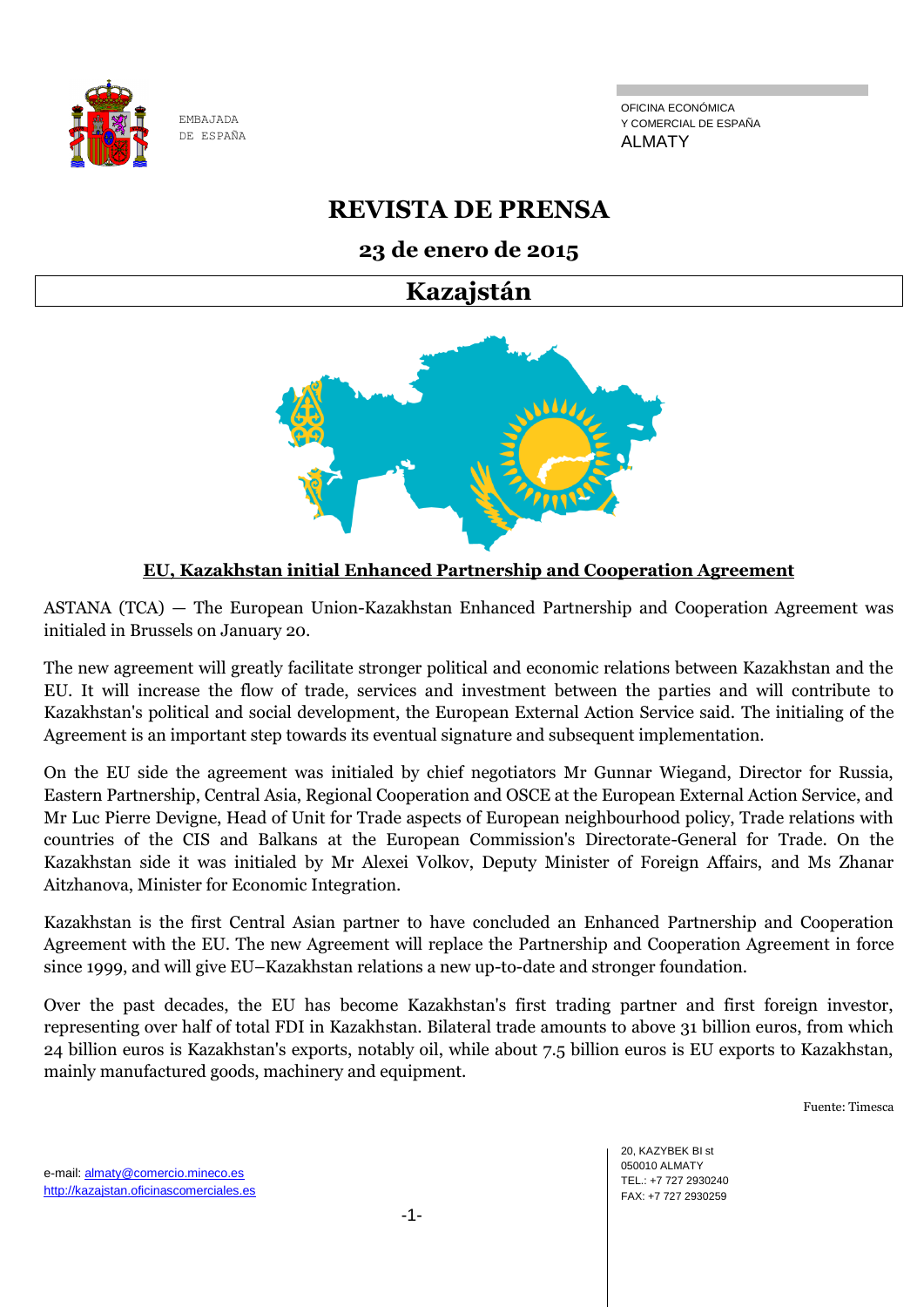EMBAJADA
DE ESPAÑA

OFICINA ECONÓMICA
Y COMERCIAL DE ESPAÑA
ALMATY

# REVISTA DE PRENSA

## 23 de enero de 2015

## Kazajstán

### EU, Kazakhstan initial Enhanced Partnership and Cooperation Agreement

ASTANA (TCA) — The European Union-Kazakhstan Enhanced Partnership and Cooperation Agreement was initialed in Brussels on January 20.

The new agreement will greatly facilitate stronger political and economic relations between Kazakhstan and the EU. It will increase the flow of trade, services and investment between the parties and will contribute to Kazakhstan's political and social development, the European External Action Service said. The initialing of the Agreement is an important step towards its eventual signature and subsequent implementation.

On the EU side the agreement was initialed by chief negotiators Mr Gunnar Wiegand, Director for Russia, Eastern Partnership, Central Asia, Regional Cooperation and OSCE at the European External Action Service, and Mr Luc Pierre Devigne, Head of Unit for Trade aspects of European neighbourhood policy, Trade relations with countries of the CIS and Balkans at the European Commission's Directorate-General for Trade. On the Kazakhstan side it was initialed by Mr Alexei Volkov, Deputy Minister of Foreign Affairs, and Ms Zhanar Aitzhanova, Minister for Economic Integration.

Kazakhstan is the first Central Asian partner to have concluded an Enhanced Partnership and Cooperation Agreement with the EU. The new Agreement will replace the Partnership and Cooperation Agreement in force since 1999, and will give EU–Kazakhstan relations a new up-to-date and stronger foundation.

Over the past decades, the EU has become Kazakhstan's first trading partner and first foreign investor, representing over half of total FDI in Kazakhstan. Bilateral trade amounts to above 31 billion euros, from which 24 billion euros is Kazakhstan's exports, notably oil, while about 7.5 billion euros is EU exports to Kazakhstan, mainly manufactured goods, machinery and equipment.

Fuente: Timesca

e-mail: almaty@comercio.mineco.es
http://kazajstan.oficinascomerciales.es

20, KAZYBEK BI st
050010 ALMATY
TEL.: +7 727 2930240
FAX: +7 727 2930259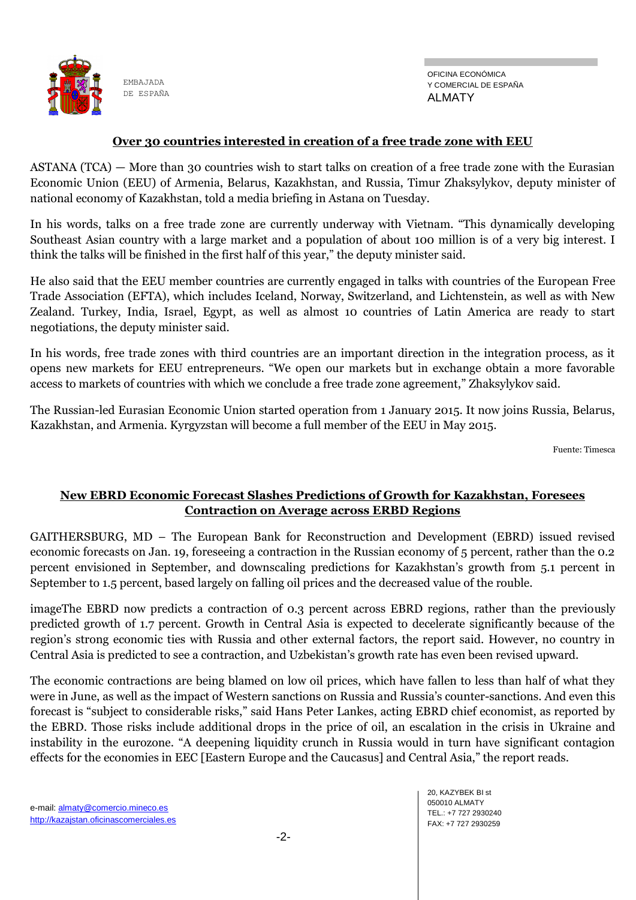## Over 30 countries interested in creation of a free trade zone with EEU

ASTANA (TCA) — More than 30 countries wish to start talks on creation of a free trade zone with the Eurasian Economic Union (EEU) of Armenia, Belarus, Kazakhstan, and Russia, Timur Zhaksylykov, deputy minister of national economy of Kazakhstan, told a media briefing in Astana on Tuesday.

In his words, talks on a free trade zone are currently underway with Vietnam. "This dynamically developing Southeast Asian country with a large market and a population of about 100 million is of a very big interest. I think the talks will be finished in the first half of this year," the deputy minister said.

He also said that the EEU member countries are currently engaged in talks with countries of the European Free Trade Association (EFTA), which includes Iceland, Norway, Switzerland, and Lichtenstein, as well as with New Zealand. Turkey, India, Israel, Egypt, as well as almost 10 countries of Latin America are ready to start negotiations, the deputy minister said.

In his words, free trade zones with third countries are an important direction in the integration process, as it opens new markets for EEU entrepreneurs. "We open our markets but in exchange obtain a more favorable access to markets of countries with which we conclude a free trade zone agreement," Zhaksylykov said.

The Russian-led Eurasian Economic Union started operation from 1 January 2015. It now joins Russia, Belarus, Kazakhstan, and Armenia. Kyrgyzstan will become a full member of the EEU in May 2015.

Fuente: Timesca

## New EBRD Economic Forecast Slashes Predictions of Growth for Kazakhstan, Foresees Contraction on Average across ERBD Regions

GAITHERSBURG, MD – The European Bank for Reconstruction and Development (EBRD) issued revised economic forecasts on Jan. 19, foreseeing a contraction in the Russian economy of 5 percent, rather than the 0.2 percent envisioned in September, and downscaling predictions for Kazakhstan's growth from 5.1 percent in September to 1.5 percent, based largely on falling oil prices and the decreased value of the rouble.

imageThe EBRD now predicts a contraction of 0.3 percent across EBRD regions, rather than the previously predicted growth of 1.7 percent. Growth in Central Asia is expected to decelerate significantly because of the region's strong economic ties with Russia and other external factors, the report said. However, no country in Central Asia is predicted to see a contraction, and Uzbekistan's growth rate has even been revised upward.

The economic contractions are being blamed on low oil prices, which have fallen to less than half of what they were in June, as well as the impact of Western sanctions on Russia and Russia's counter-sanctions. And even this forecast is "subject to considerable risks," said Hans Peter Lankes, acting EBRD chief economist, as reported by the EBRD. Those risks include additional drops in the price of oil, an escalation in the crisis in Ukraine and instability in the eurozone. "A deepening liquidity crunch in Russia would in turn have significant contagion effects for the economies in EEC [Eastern Europe and the Caucasus] and Central Asia," the report reads.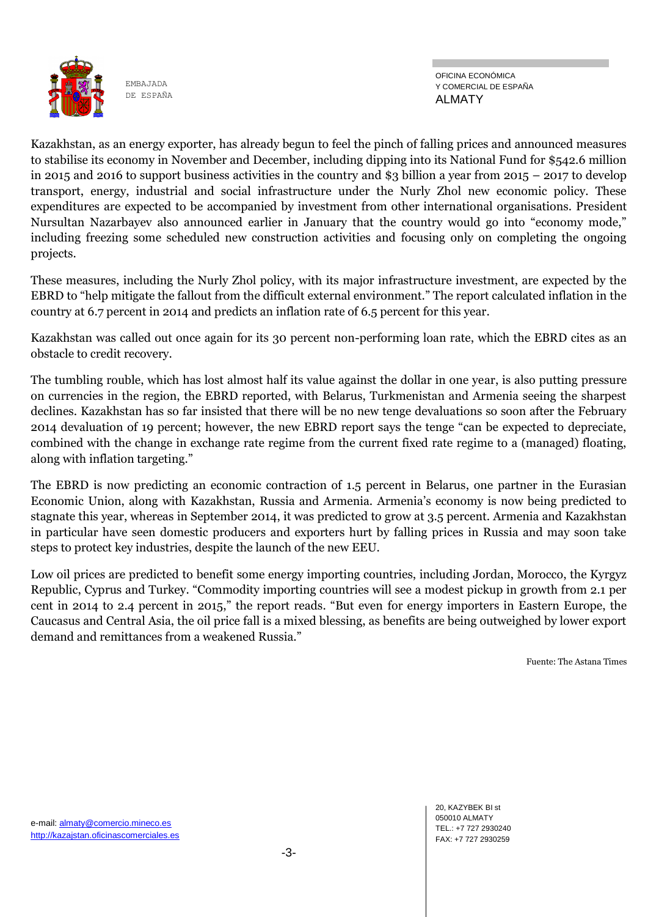Kazakhstan, as an energy exporter, has already begun to feel the pinch of falling prices and announced measures to stabilise its economy in November and December, including dipping into its National Fund for $542.6 million in 2015 and 2016 to support business activities in the country and $3 billion a year from 2015 – 2017 to develop transport, energy, industrial and social infrastructure under the Nurly Zhol new economic policy. These expenditures are expected to be accompanied by investment from other international organisations. President Nursultan Nazarbayev also announced earlier in January that the country would go into "economy mode," including freezing some scheduled new construction activities and focusing only on completing the ongoing projects.

These measures, including the Nurly Zhol policy, with its major infrastructure investment, are expected by the EBRD to "help mitigate the fallout from the difficult external environment." The report calculated inflation in the country at 6.7 percent in 2014 and predicts an inflation rate of 6.5 percent for this year.

Kazakhstan was called out once again for its 30 percent non-performing loan rate, which the EBRD cites as an obstacle to credit recovery.

The tumbling rouble, which has lost almost half its value against the dollar in one year, is also putting pressure on currencies in the region, the EBRD reported, with Belarus, Turkmenistan and Armenia seeing the sharpest declines. Kazakhstan has so far insisted that there will be no new tenge devaluations so soon after the February 2014 devaluation of 19 percent; however, the new EBRD report says the tenge "can be expected to depreciate, combined with the change in exchange rate regime from the current fixed rate regime to a (managed) floating, along with inflation targeting."

The EBRD is now predicting an economic contraction of 1.5 percent in Belarus, one partner in the Eurasian Economic Union, along with Kazakhstan, Russia and Armenia. Armenia's economy is now being predicted to stagnate this year, whereas in September 2014, it was predicted to grow at 3.5 percent. Armenia and Kazakhstan in particular have seen domestic producers and exporters hurt by falling prices in Russia and may soon take steps to protect key industries, despite the launch of the new EEU.

Low oil prices are predicted to benefit some energy importing countries, including Jordan, Morocco, the Kyrgyz Republic, Cyprus and Turkey. "Commodity importing countries will see a modest pickup in growth from 2.1 per cent in 2014 to 2.4 percent in 2015," the report reads. "But even for energy importers in Eastern Europe, the Caucasus and Central Asia, the oil price fall is a mixed blessing, as benefits are being outweighed by lower export demand and remittances from a weakened Russia."

Fuente: The Astana Times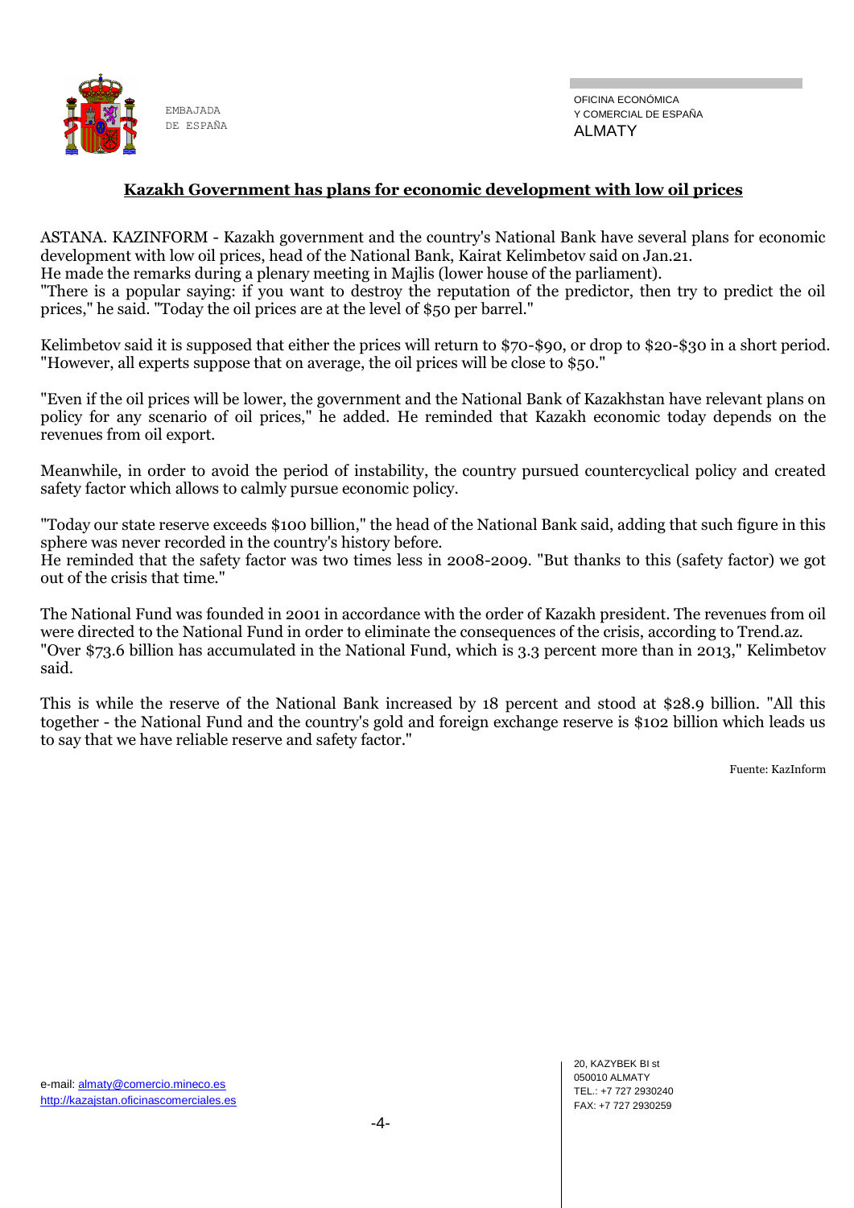## Kazakh Government has plans for economic development with low oil prices

ASTANA. KAZINFORM - Kazakh government and the country's National Bank have several plans for economic development with low oil prices, head of the National Bank, Kairat Kelimbetov said on Jan.21.
He made the remarks during a plenary meeting in Majlis (lower house of the parliament).
"There is a popular saying: if you want to destroy the reputation of the predictor, then try to predict the oil prices," he said. "Today the oil prices are at the level of $50 per barrel."

Kelimbetov said it is supposed that either the prices will return to $70-$90, or drop to $20-$30 in a short period. "However, all experts suppose that on average, the oil prices will be close to $50."

"Even if the oil prices will be lower, the government and the National Bank of Kazakhstan have relevant plans on policy for any scenario of oil prices," he added. He reminded that Kazakh economic today depends on the revenues from oil export.

Meanwhile, in order to avoid the period of instability, the country pursued countercyclical policy and created safety factor which allows to calmly pursue economic policy.

"Today our state reserve exceeds $100 billion," the head of the National Bank said, adding that such figure in this sphere was never recorded in the country's history before.
He reminded that the safety factor was two times less in 2008-2009. "But thanks to this (safety factor) we got out of the crisis that time."

The National Fund was founded in 2001 in accordance with the order of Kazakh president. The revenues from oil were directed to the National Fund in order to eliminate the consequences of the crisis, according to Trend.az.
"Over $73.6 billion has accumulated in the National Fund, which is 3.3 percent more than in 2013," Kelimbetov said.

This is while the reserve of the National Bank increased by 18 percent and stood at $28.9 billion. "All this together - the National Fund and the country's gold and foreign exchange reserve is $102 billion which leads us to say that we have reliable reserve and safety factor."

Fuente: KazInform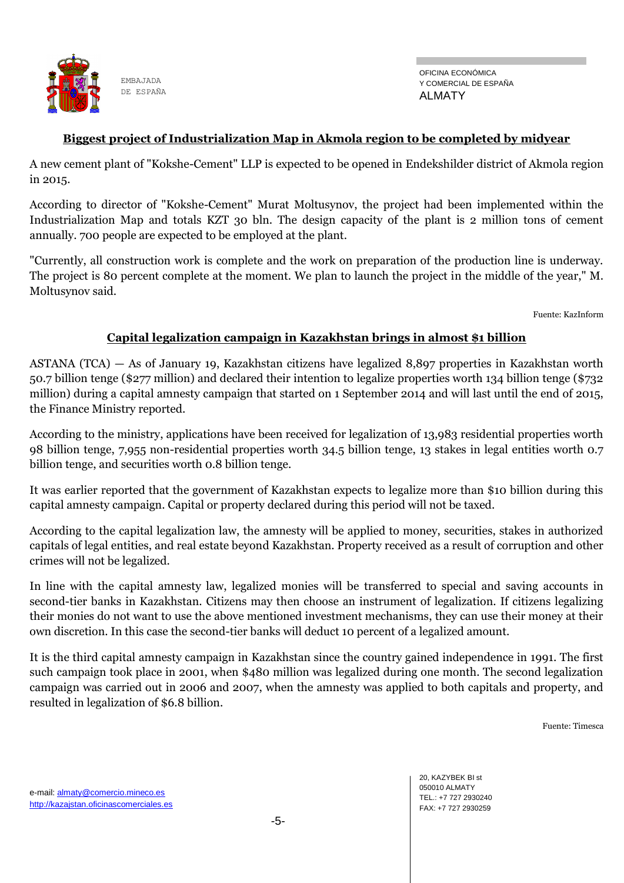## Biggest project of Industrialization Map in Akmola region to be completed by midyear

A new cement plant of "Kokshe-Cement" LLP is expected to be opened in Endekshilder district of Akmola region in 2015.

According to director of "Kokshe-Cement" Murat Moltusynov, the project had been implemented within the Industrialization Map and totals KZT 30 bln. The design capacity of the plant is 2 million tons of cement annually. 700 people are expected to be employed at the plant.

"Currently, all construction work is complete and the work on preparation of the production line is underway. The project is 80 percent complete at the moment. We plan to launch the project in the middle of the year," M. Moltusynov said.

Fuente: KazInform

## Capital legalization campaign in Kazakhstan brings in almost $1 billion

ASTANA (TCA) — As of January 19, Kazakhstan citizens have legalized 8,897 properties in Kazakhstan worth 50.7 billion tenge ($277 million) and declared their intention to legalize properties worth 134 billion tenge ($732 million) during a capital amnesty campaign that started on 1 September 2014 and will last until the end of 2015, the Finance Ministry reported.

According to the ministry, applications have been received for legalization of 13,983 residential properties worth 98 billion tenge, 7,955 non-residential properties worth 34.5 billion tenge, 13 stakes in legal entities worth 0.7 billion tenge, and securities worth 0.8 billion tenge.

It was earlier reported that the government of Kazakhstan expects to legalize more than $10 billion during this capital amnesty campaign. Capital or property declared during this period will not be taxed.

According to the capital legalization law, the amnesty will be applied to money, securities, stakes in authorized capitals of legal entities, and real estate beyond Kazakhstan. Property received as a result of corruption and other crimes will not be legalized.

In line with the capital amnesty law, legalized monies will be transferred to special and saving accounts in second-tier banks in Kazakhstan. Citizens may then choose an instrument of legalization. If citizens legalizing their monies do not want to use the above mentioned investment mechanisms, they can use their money at their own discretion. In this case the second-tier banks will deduct 10 percent of a legalized amount.

It is the third capital amnesty campaign in Kazakhstan since the country gained independence in 1991. The first such campaign took place in 2001, when $480 million was legalized during one month. The second legalization campaign was carried out in 2006 and 2007, when the amnesty was applied to both capitals and property, and resulted in legalization of $6.8 billion.

Fuente: Timesca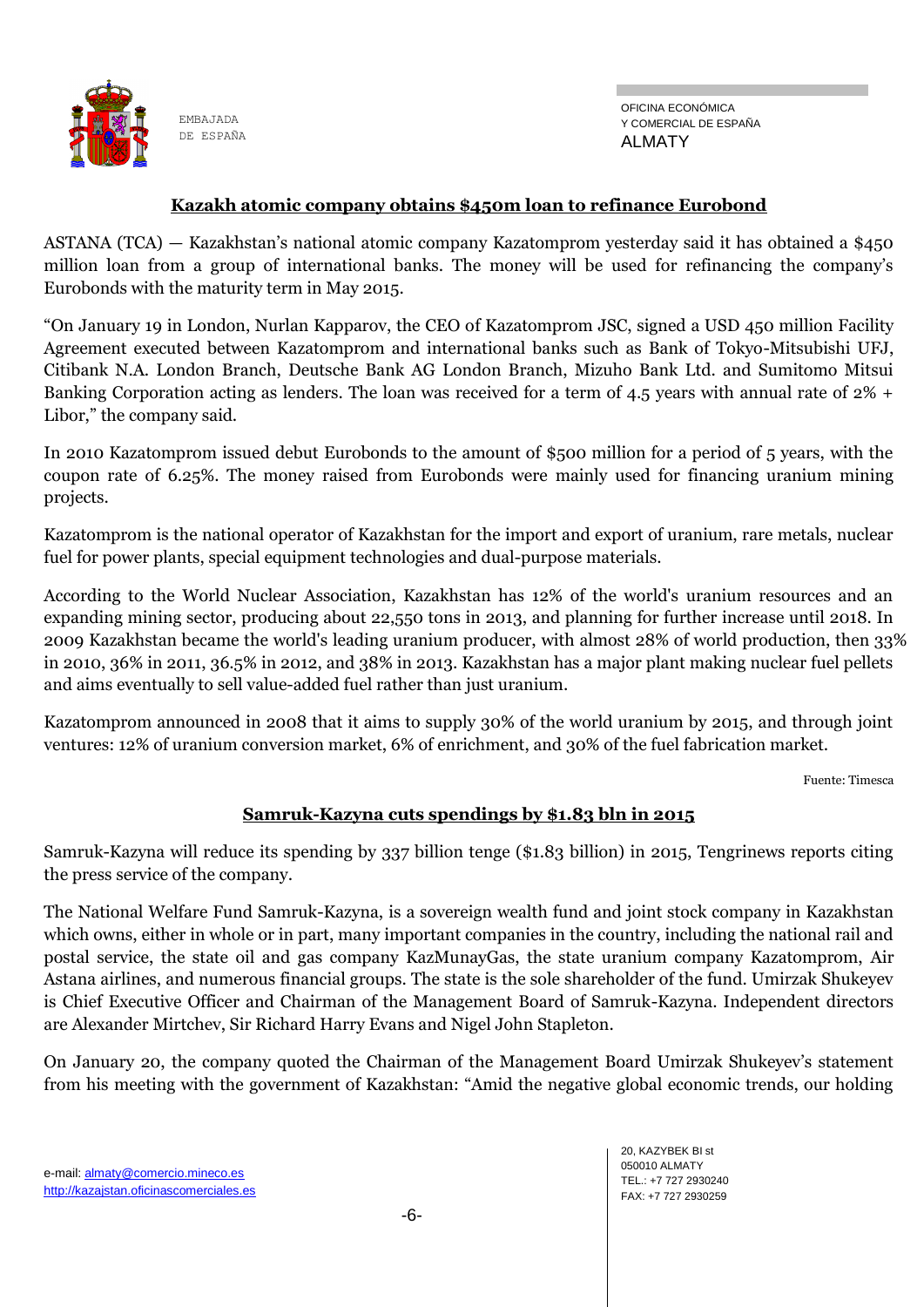## Kazakh atomic company obtains $450m loan to refinance Eurobond

ASTANA (TCA) — Kazakhstan's national atomic company Kazatomprom yesterday said it has obtained a $450 million loan from a group of international banks. The money will be used for refinancing the company's Eurobonds with the maturity term in May 2015.

"On January 19 in London, Nurlan Kapparov, the CEO of Kazatomprom JSC, signed a USD 450 million Facility Agreement executed between Kazatomprom and international banks such as Bank of Tokyo-Mitsubishi UFJ, Citibank N.A. London Branch, Deutsche Bank AG London Branch, Mizuho Bank Ltd. and Sumitomo Mitsui Banking Corporation acting as lenders. The loan was received for a term of 4.5 years with annual rate of 2% + Libor," the company said.

In 2010 Kazatomprom issued debut Eurobonds to the amount of $500 million for a period of 5 years, with the coupon rate of 6.25%. The money raised from Eurobonds were mainly used for financing uranium mining projects.

Kazatomprom is the national operator of Kazakhstan for the import and export of uranium, rare metals, nuclear fuel for power plants, special equipment technologies and dual-purpose materials.

According to the World Nuclear Association, Kazakhstan has 12% of the world's uranium resources and an expanding mining sector, producing about 22,550 tons in 2013, and planning for further increase until 2018. In 2009 Kazakhstan became the world's leading uranium producer, with almost 28% of world production, then 33% in 2010, 36% in 2011, 36.5% in 2012, and 38% in 2013. Kazakhstan has a major plant making nuclear fuel pellets and aims eventually to sell value-added fuel rather than just uranium.

Kazatomprom announced in 2008 that it aims to supply 30% of the world uranium by 2015, and through joint ventures: 12% of uranium conversion market, 6% of enrichment, and 30% of the fuel fabrication market.

Fuente: Timesca

## Samruk-Kazyna cuts spendings by $1.83 bln in 2015

Samruk-Kazyna will reduce its spending by 337 billion tenge ($1.83 billion) in 2015, Tengrinews reports citing the press service of the company.

The National Welfare Fund Samruk-Kazyna, is a sovereign wealth fund and joint stock company in Kazakhstan which owns, either in whole or in part, many important companies in the country, including the national rail and postal service, the state oil and gas company KazMunayGas, the state uranium company Kazatomprom, Air Astana airlines, and numerous financial groups. The state is the sole shareholder of the fund. Umirzak Shukeyev is Chief Executive Officer and Chairman of the Management Board of Samruk-Kazyna. Independent directors are Alexander Mirtchev, Sir Richard Harry Evans and Nigel John Stapleton.

On January 20, the company quoted the Chairman of the Management Board Umirzak Shukeyev's statement from his meeting with the government of Kazakhstan: "Amid the negative global economic trends, our holding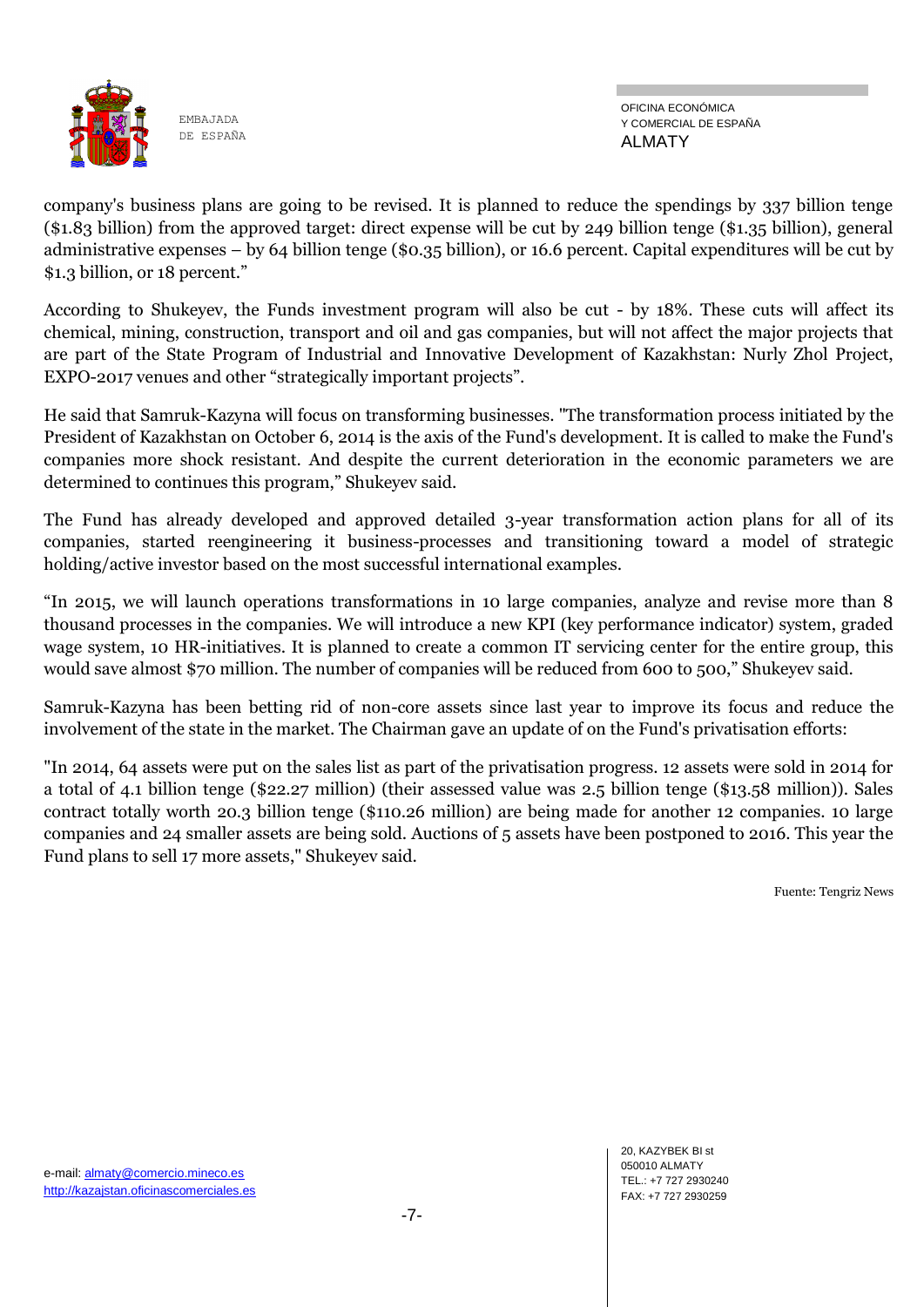company's business plans are going to be revised. It is planned to reduce the spendings by 337 billion tenge ($1.83 billion) from the approved target: direct expense will be cut by 249 billion tenge ($1.35 billion), general administrative expenses – by 64 billion tenge ($0.35 billion), or 16.6 percent. Capital expenditures will be cut by $1.3 billion, or 18 percent."

According to Shukeyev, the Funds investment program will also be cut - by 18%. These cuts will affect its chemical, mining, construction, transport and oil and gas companies, but will not affect the major projects that are part of the State Program of Industrial and Innovative Development of Kazakhstan: Nurly Zhol Project, EXPO-2017 venues and other "strategically important projects".

He said that Samruk-Kazyna will focus on transforming businesses. "The transformation process initiated by the President of Kazakhstan on October 6, 2014 is the axis of the Fund's development. It is called to make the Fund's companies more shock resistant. And despite the current deterioration in the economic parameters we are determined to continues this program," Shukeyev said.

The Fund has already developed and approved detailed 3-year transformation action plans for all of its companies, started reengineering it business-processes and transitioning toward a model of strategic holding/active investor based on the most successful international examples.

"In 2015, we will launch operations transformations in 10 large companies, analyze and revise more than 8 thousand processes in the companies. We will introduce a new KPI (key performance indicator) system, graded wage system, 10 HR-initiatives. It is planned to create a common IT servicing center for the entire group, this would save almost $70 million. The number of companies will be reduced from 600 to 500," Shukeyev said.

Samruk-Kazyna has been betting rid of non-core assets since last year to improve its focus and reduce the involvement of the state in the market. The Chairman gave an update of on the Fund's privatisation efforts:

"In 2014, 64 assets were put on the sales list as part of the privatisation progress. 12 assets were sold in 2014 for a total of 4.1 billion tenge ($22.27 million) (their assessed value was 2.5 billion tenge ($13.58 million)). Sales contract totally worth 20.3 billion tenge ($110.26 million) are being made for another 12 companies. 10 large companies and 24 smaller assets are being sold. Auctions of 5 assets have been postponed to 2016. This year the Fund plans to sell 17 more assets," Shukeyev said.

Fuente: Tengriz News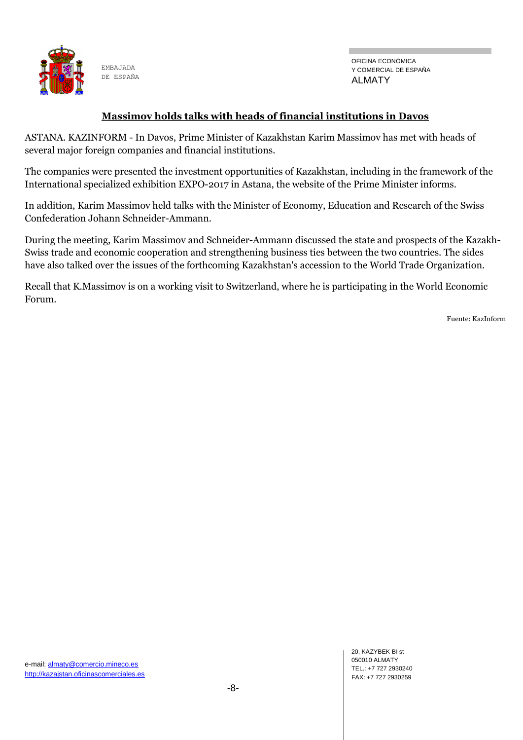## Massimov holds talks with heads of financial institutions in Davos

ASTANA. KAZINFORM - In Davos, Prime Minister of Kazakhstan Karim Massimov has met with heads of several major foreign companies and financial institutions.

The companies were presented the investment opportunities of Kazakhstan, including in the framework of the International specialized exhibition EXPO-2017 in Astana, the website of the Prime Minister informs.

In addition, Karim Massimov held talks with the Minister of Economy, Education and Research of the Swiss Confederation Johann Schneider-Ammann.

During the meeting, Karim Massimov and Schneider-Ammann discussed the state and prospects of the Kazakh-Swiss trade and economic cooperation and strengthening business ties between the two countries. The sides have also talked over the issues of the forthcoming Kazakhstan's accession to the World Trade Organization.

Recall that K.Massimov is on a working visit to Switzerland, where he is participating in the World Economic Forum.

Fuente: KazInform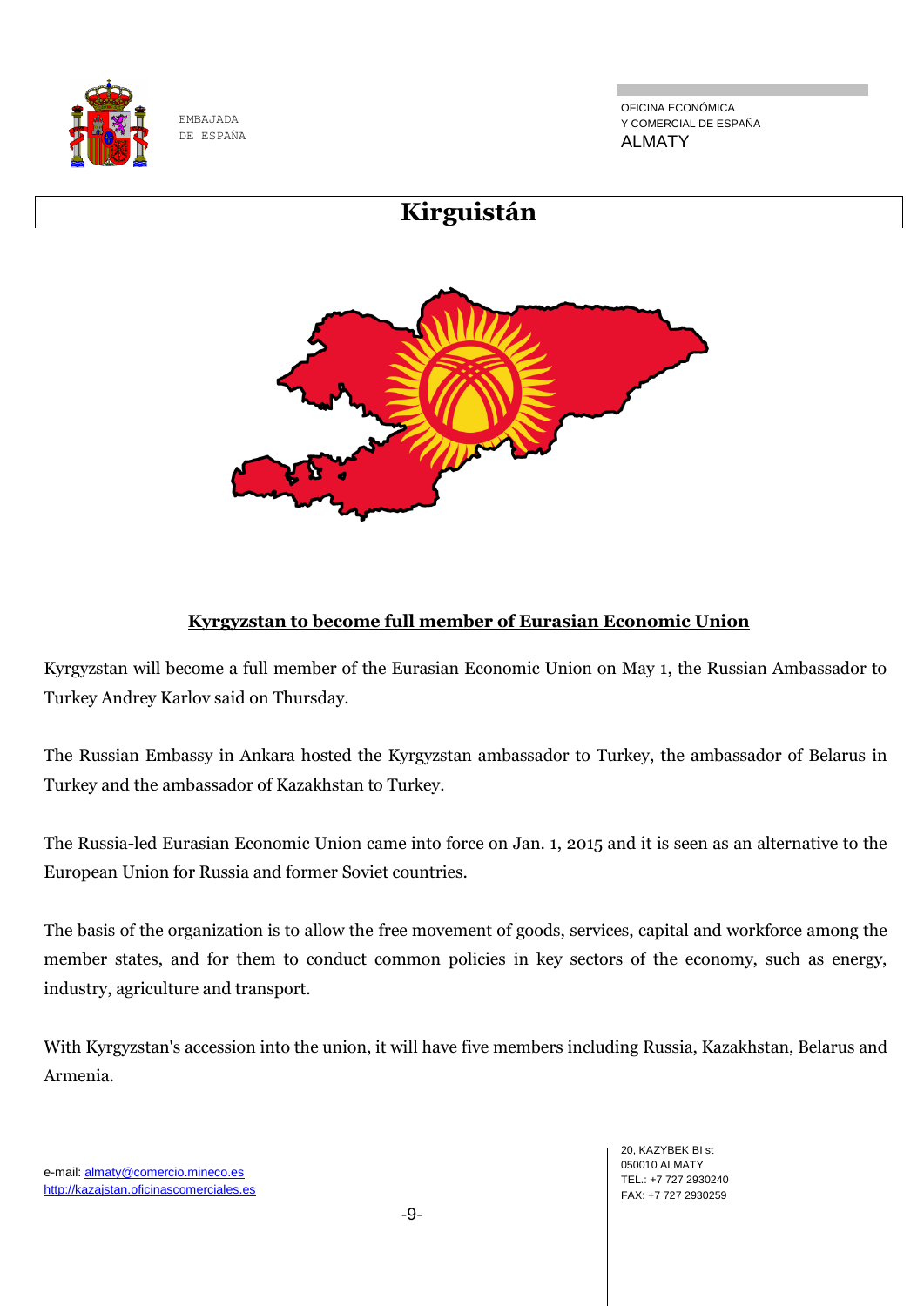# Kirguistán

## Kyrgyzstan to become full member of Eurasian Economic Union

Kyrgyzstan will become a full member of the Eurasian Economic Union on May 1, the Russian Ambassador to Turkey Andrey Karlov said on Thursday.

The Russian Embassy in Ankara hosted the Kyrgyzstan ambassador to Turkey, the ambassador of Belarus in Turkey and the ambassador of Kazakhstan to Turkey.

The Russia-led Eurasian Economic Union came into force on Jan. 1, 2015 and it is seen as an alternative to the European Union for Russia and former Soviet countries.

The basis of the organization is to allow the free movement of goods, services, capital and workforce among the member states, and for them to conduct common policies in key sectors of the economy, such as energy, industry, agriculture and transport.

With Kyrgyzstan's accession into the union, it will have five members including Russia, Kazakhstan, Belarus and Armenia.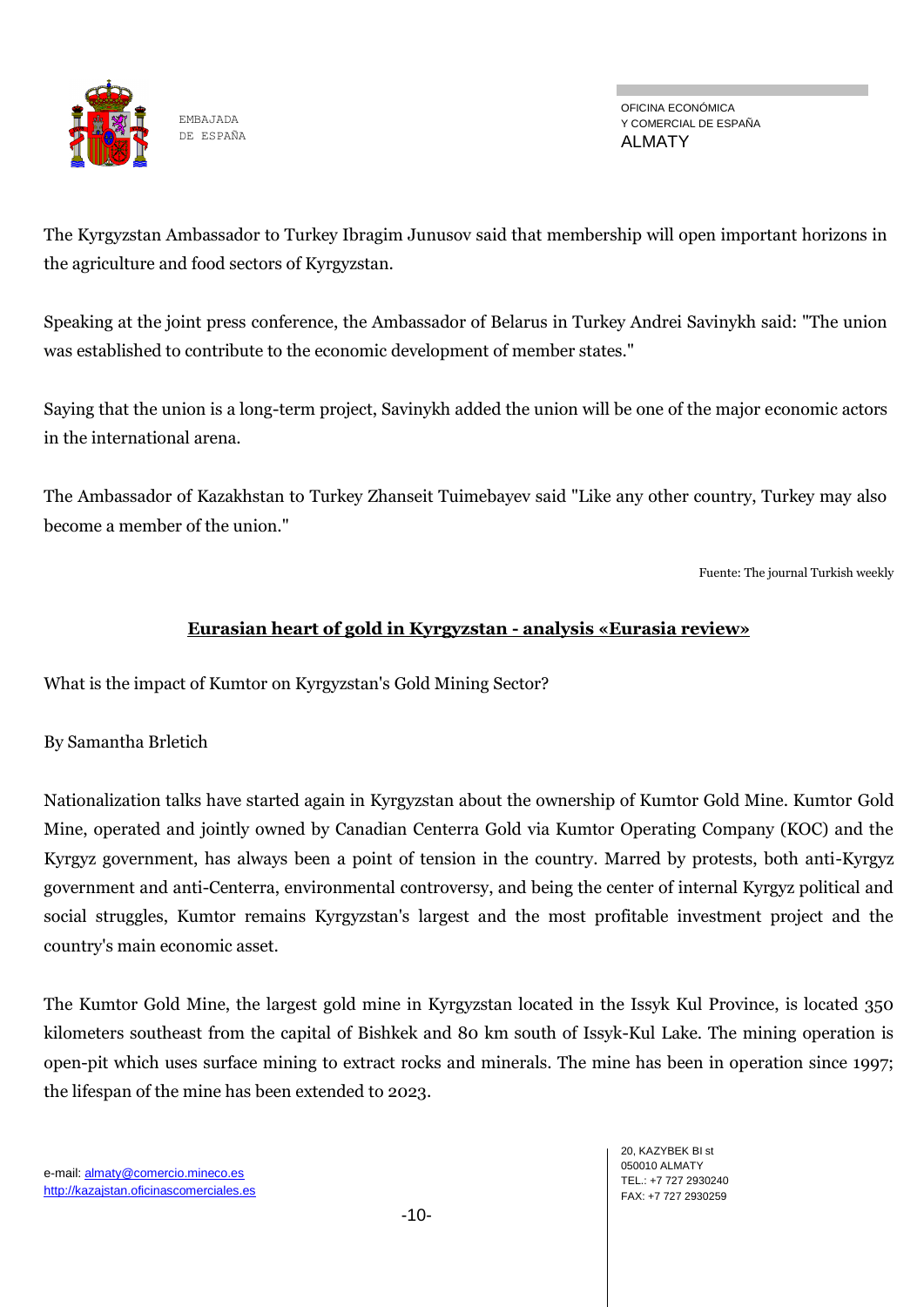The Kyrgyzstan Ambassador to Turkey Ibragim Junusov said that membership will open important horizons in the agriculture and food sectors of Kyrgyzstan.

Speaking at the joint press conference, the Ambassador of Belarus in Turkey Andrei Savinykh said: "The union was established to contribute to the economic development of member states."

Saying that the union is a long-term project, Savinykh added the union will be one of the major economic actors in the international arena.

The Ambassador of Kazakhstan to Turkey Zhanseit Tuimebayev said "Like any other country, Turkey may also become a member of the union."

Fuente: The journal Turkish weekly

## Eurasian heart of gold in Kyrgyzstan - analysis «Eurasia review»

What is the impact of Kumtor on Kyrgyzstan's Gold Mining Sector?

By Samantha Brletich

Nationalization talks have started again in Kyrgyzstan about the ownership of Kumtor Gold Mine. Kumtor Gold Mine, operated and jointly owned by Canadian Centerra Gold via Kumtor Operating Company (KOC) and the Kyrgyz government, has always been a point of tension in the country. Marred by protests, both anti-Kyrgyz government and anti-Centerra, environmental controversy, and being the center of internal Kyrgyz political and social struggles, Kumtor remains Kyrgyzstan's largest and the most profitable investment project and the country's main economic asset.

The Kumtor Gold Mine, the largest gold mine in Kyrgyzstan located in the Issyk Kul Province, is located 350 kilometers southeast from the capital of Bishkek and 80 km south of Issyk-Kul Lake. The mining operation is open-pit which uses surface mining to extract rocks and minerals. The mine has been in operation since 1997; the lifespan of the mine has been extended to 2023.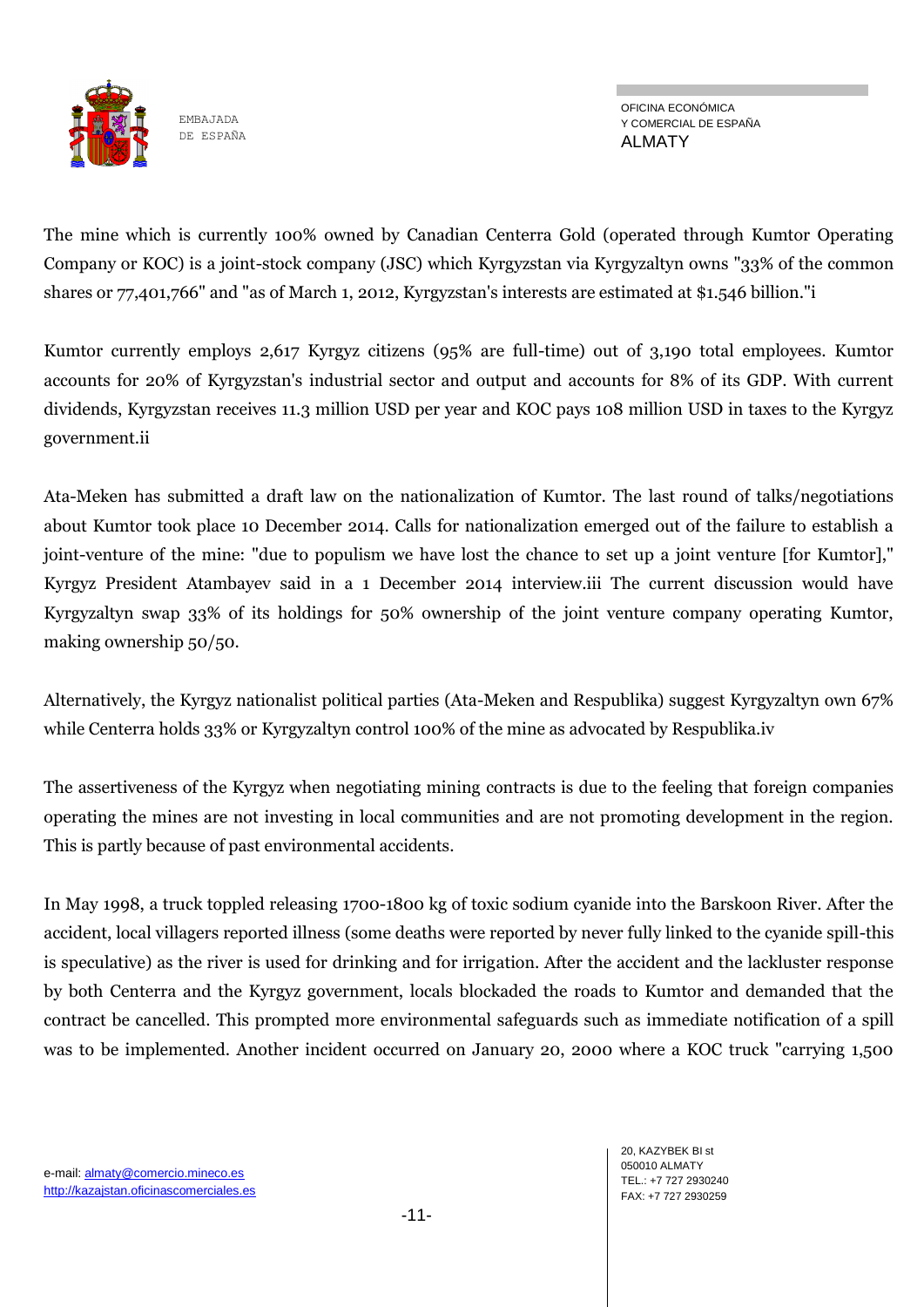The mine which is currently 100% owned by Canadian Centerra Gold (operated through Kumtor Operating Company or KOC) is a joint-stock company (JSC) which Kyrgyzstan via Kyrgyzaltyn owns "33% of the common shares or 77,401,766" and "as of March 1, 2012, Kyrgyzstan's interests are estimated at $1.546 billion."[i]

Kumtor currently employs 2,617 Kyrgyz citizens (95% are full-time) out of 3,190 total employees. Kumtor accounts for 20% of Kyrgyzstan's industrial sector and output and accounts for 8% of its GDP. With current dividends, Kyrgyzstan receives 11.3 million USD per year and KOC pays 108 million USD in taxes to the Kyrgyz government.[ii]

Ata-Meken has submitted a draft law on the nationalization of Kumtor. The last round of talks/negotiations about Kumtor took place 10 December 2014. Calls for nationalization emerged out of the failure to establish a joint-venture of the mine: "due to populism we have lost the chance to set up a joint venture [for Kumtor]," Kyrgyz President Atambayev said in a 1 December 2014 interview.[iii] The current discussion would have Kyrgyzaltyn swap 33% of its holdings for 50% ownership of the joint venture company operating Kumtor, making ownership 50/50.

Alternatively, the Kyrgyz nationalist political parties (Ata-Meken and Respublika) suggest Kyrgyzaltyn own 67% while Centerra holds 33% or Kyrgyzaltyn control 100% of the mine as advocated by Respublika.[iv]

The assertiveness of the Kyrgyz when negotiating mining contracts is due to the feeling that foreign companies operating the mines are not investing in local communities and are not promoting development in the region. This is partly because of past environmental accidents.

In May 1998, a truck toppled releasing 1700-1800 kg of toxic sodium cyanide into the Barskoon River. After the accident, local villagers reported illness (some deaths were reported by never fully linked to the cyanide spill-this is speculative) as the river is used for drinking and for irrigation. After the accident and the lackluster response by both Centerra and the Kyrgyz government, locals blockaded the roads to Kumtor and demanded that the contract be cancelled. This prompted more environmental safeguards such as immediate notification of a spill was to be implemented. Another incident occurred on January 20, 2000 where a KOC truck "carrying 1,500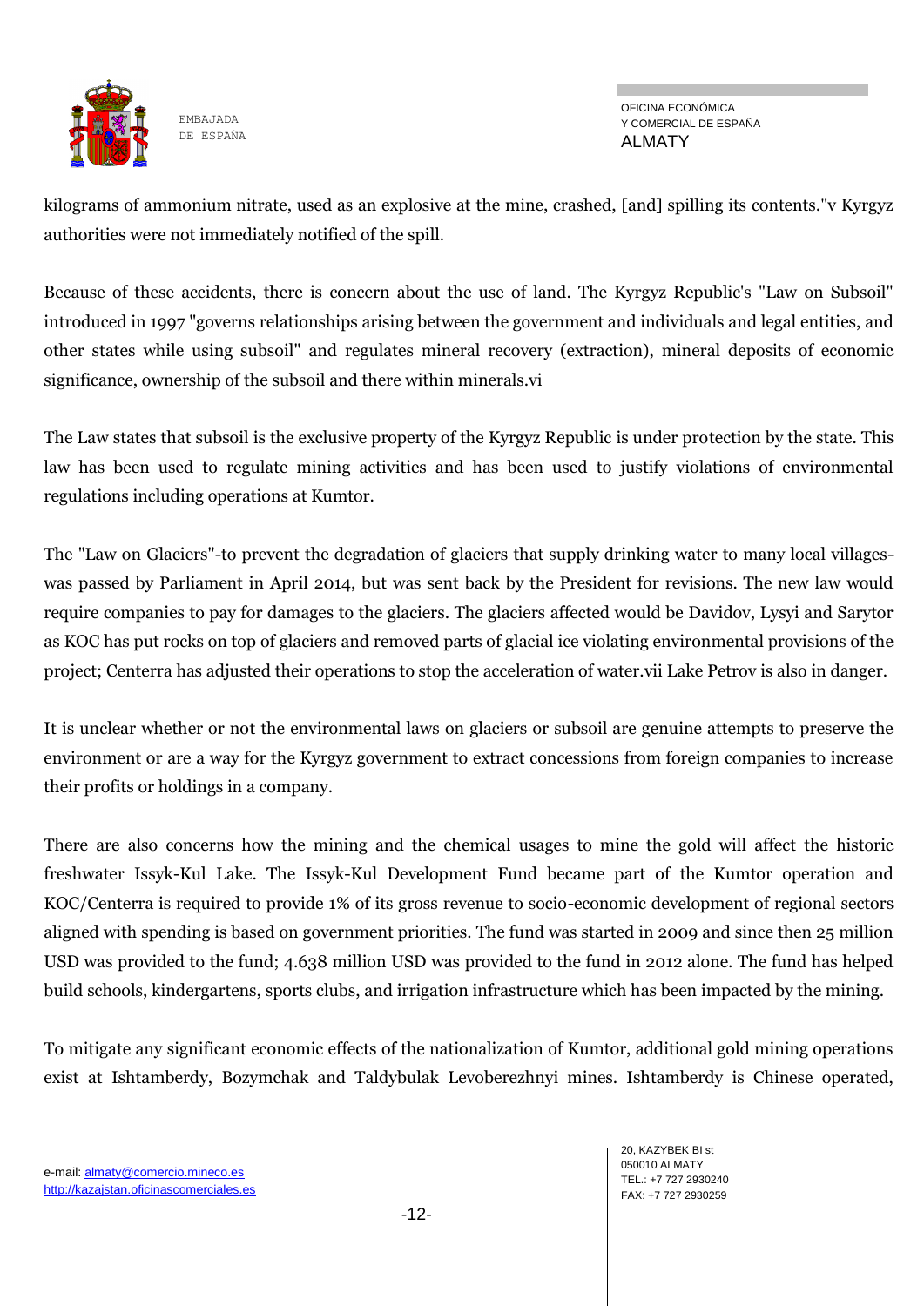kilograms of ammonium nitrate, used as an explosive at the mine, crashed, [and] spilling its contents."v Kyrgyz authorities were not immediately notified of the spill.

Because of these accidents, there is concern about the use of land. The Kyrgyz Republic's "Law on Subsoil" introduced in 1997 "governs relationships arising between the government and individuals and legal entities, and other states while using subsoil" and regulates mineral recovery (extraction), mineral deposits of economic significance, ownership of the subsoil and there within minerals.vi

The Law states that subsoil is the exclusive property of the Kyrgyz Republic is under protection by the state. This law has been used to regulate mining activities and has been used to justify violations of environmental regulations including operations at Kumtor.

The "Law on Glaciers"-to prevent the degradation of glaciers that supply drinking water to many local villages-was passed by Parliament in April 2014, but was sent back by the President for revisions. The new law would require companies to pay for damages to the glaciers. The glaciers affected would be Davidov, Lysyi and Sarytor as KOC has put rocks on top of glaciers and removed parts of glacial ice violating environmental provisions of the project; Centerra has adjusted their operations to stop the acceleration of water.vii Lake Petrov is also in danger.

It is unclear whether or not the environmental laws on glaciers or subsoil are genuine attempts to preserve the environment or are a way for the Kyrgyz government to extract concessions from foreign companies to increase their profits or holdings in a company.

There are also concerns how the mining and the chemical usages to mine the gold will affect the historic freshwater Issyk-Kul Lake. The Issyk-Kul Development Fund became part of the Kumtor operation and KOC/Centerra is required to provide 1% of its gross revenue to socio-economic development of regional sectors aligned with spending is based on government priorities. The fund was started in 2009 and since then 25 million USD was provided to the fund; 4.638 million USD was provided to the fund in 2012 alone. The fund has helped build schools, kindergartens, sports clubs, and irrigation infrastructure which has been impacted by the mining.

To mitigate any significant economic effects of the nationalization of Kumtor, additional gold mining operations exist at Ishtamberdy, Bozymchak and Taldybulak Levoberezhnyi mines. Ishtamberdy is Chinese operated,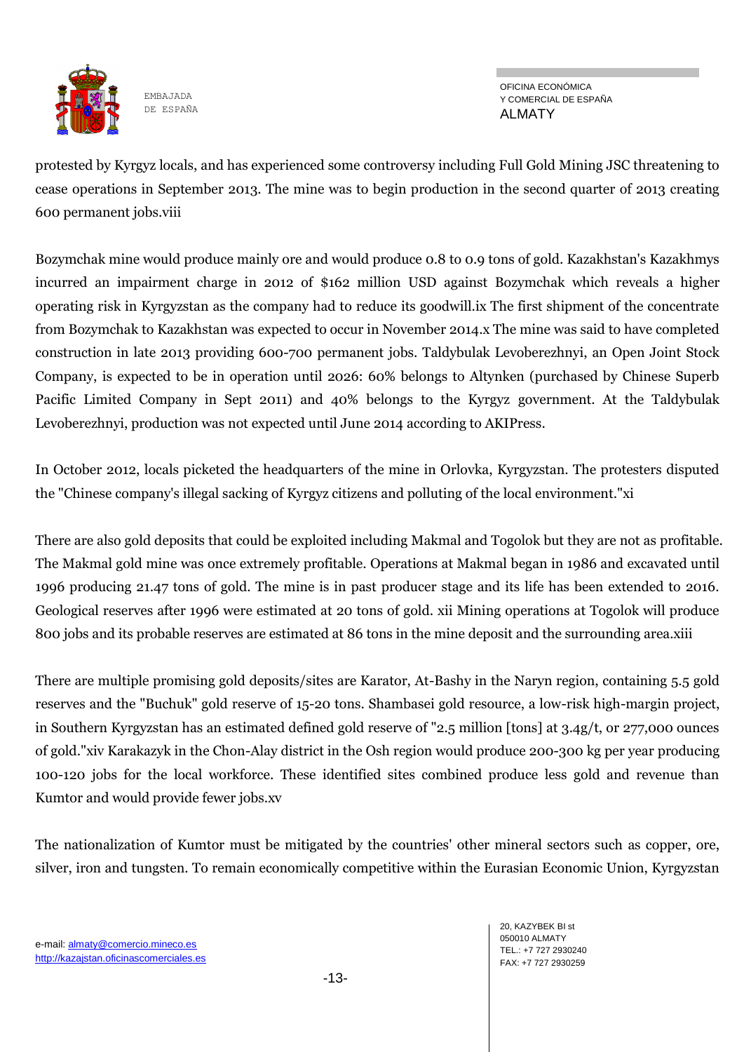protested by Kyrgyz locals, and has experienced some controversy including Full Gold Mining JSC threatening to cease operations in September 2013. The mine was to begin production in the second quarter of 2013 creating 600 permanent jobs.viii

Bozymchak mine would produce mainly ore and would produce 0.8 to 0.9 tons of gold. Kazakhstan's Kazakhmys incurred an impairment charge in 2012 of $162 million USD against Bozymchak which reveals a higher operating risk in Kyrgyzstan as the company had to reduce its goodwill.ix The first shipment of the concentrate from Bozymchak to Kazakhstan was expected to occur in November 2014.x The mine was said to have completed construction in late 2013 providing 600-700 permanent jobs. Taldybulak Levoberezhnyi, an Open Joint Stock Company, is expected to be in operation until 2026: 60% belongs to Altynken (purchased by Chinese Superb Pacific Limited Company in Sept 2011) and 40% belongs to the Kyrgyz government. At the Taldybulak Levoberezhnyi, production was not expected until June 2014 according to AKIPress.

In October 2012, locals picketed the headquarters of the mine in Orlovka, Kyrgyzstan. The protesters disputed the "Chinese company's illegal sacking of Kyrgyz citizens and polluting of the local environment."xi

There are also gold deposits that could be exploited including Makmal and Togolok but they are not as profitable. The Makmal gold mine was once extremely profitable. Operations at Makmal began in 1986 and excavated until 1996 producing 21.47 tons of gold. The mine is in past producer stage and its life has been extended to 2016. Geological reserves after 1996 were estimated at 20 tons of gold. xii Mining operations at Togolok will produce 800 jobs and its probable reserves are estimated at 86 tons in the mine deposit and the surrounding area.xiii

There are multiple promising gold deposits/sites are Karator, At-Bashy in the Naryn region, containing 5.5 gold reserves and the "Buchuk" gold reserve of 15-20 tons. Shambasei gold resource, a low-risk high-margin project, in Southern Kyrgyzstan has an estimated defined gold reserve of "2.5 million [tons] at 3.4g/t, or 277,000 ounces of gold."xiv Karakazyk in the Chon-Alay district in the Osh region would produce 200-300 kg per year producing 100-120 jobs for the local workforce. These identified sites combined produce less gold and revenue than Kumtor and would provide fewer jobs.xv

The nationalization of Kumtor must be mitigated by the countries' other mineral sectors such as copper, ore, silver, iron and tungsten. To remain economically competitive within the Eurasian Economic Union, Kyrgyzstan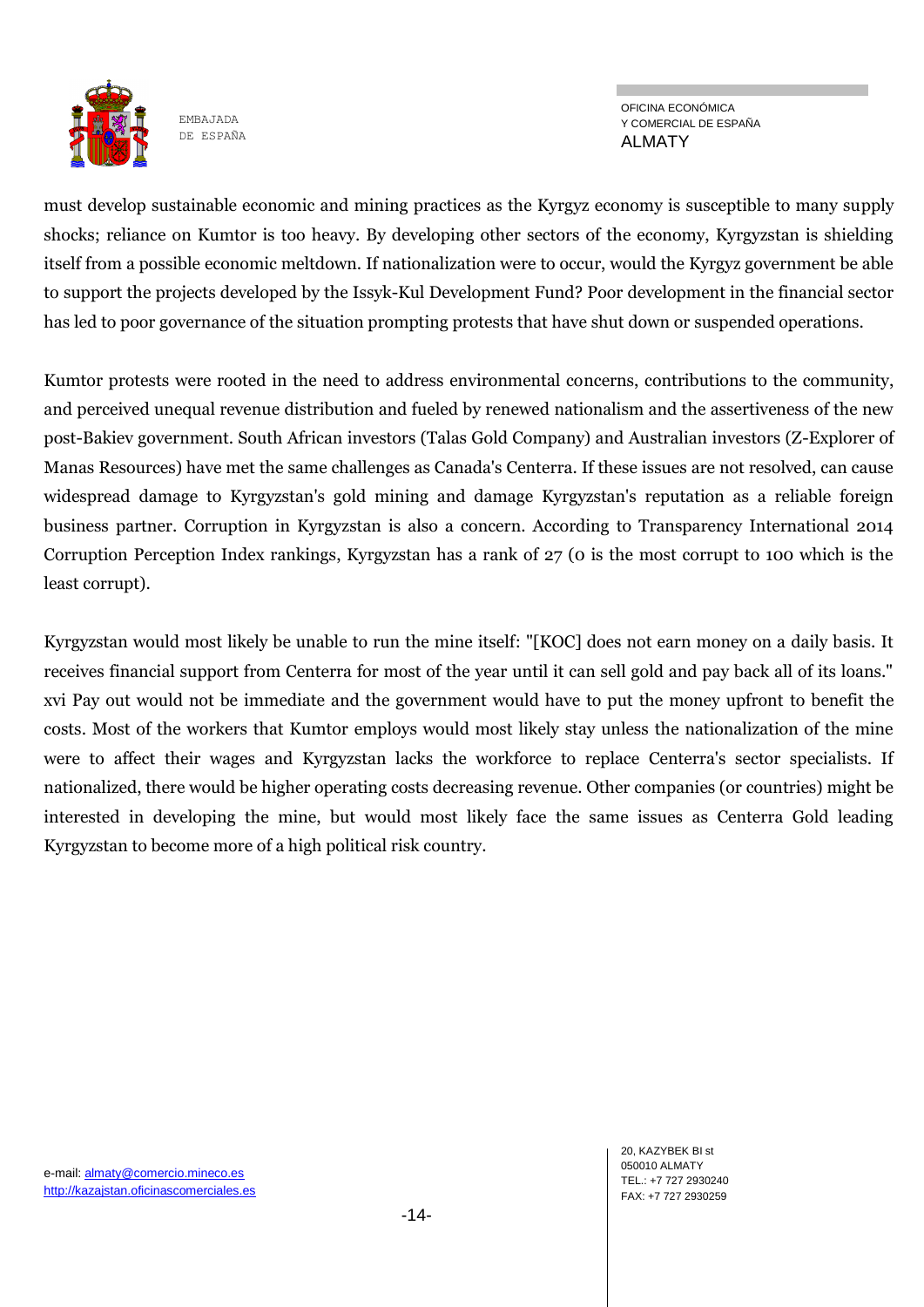must develop sustainable economic and mining practices as the Kyrgyz economy is susceptible to many supply shocks; reliance on Kumtor is too heavy. By developing other sectors of the economy, Kyrgyzstan is shielding itself from a possible economic meltdown. If nationalization were to occur, would the Kyrgyz government be able to support the projects developed by the Issyk-Kul Development Fund? Poor development in the financial sector has led to poor governance of the situation prompting protests that have shut down or suspended operations.

Kumtor protests were rooted in the need to address environmental concerns, contributions to the community, and perceived unequal revenue distribution and fueled by renewed nationalism and the assertiveness of the new post-Bakiev government. South African investors (Talas Gold Company) and Australian investors (Z-Explorer of Manas Resources) have met the same challenges as Canada's Centerra. If these issues are not resolved, can cause widespread damage to Kyrgyzstan's gold mining and damage Kyrgyzstan's reputation as a reliable foreign business partner. Corruption in Kyrgyzstan is also a concern. According to Transparency International 2014 Corruption Perception Index rankings, Kyrgyzstan has a rank of 27 (0 is the most corrupt to 100 which is the least corrupt).

Kyrgyzstan would most likely be unable to run the mine itself: "[KOC] does not earn money on a daily basis. It receives financial support from Centerra for most of the year until it can sell gold and pay back all of its loans." xvi Pay out would not be immediate and the government would have to put the money upfront to benefit the costs. Most of the workers that Kumtor employs would most likely stay unless the nationalization of the mine were to affect their wages and Kyrgyzstan lacks the workforce to replace Centerra's sector specialists. If nationalized, there would be higher operating costs decreasing revenue. Other companies (or countries) might be interested in developing the mine, but would most likely face the same issues as Centerra Gold leading Kyrgyzstan to become more of a high political risk country.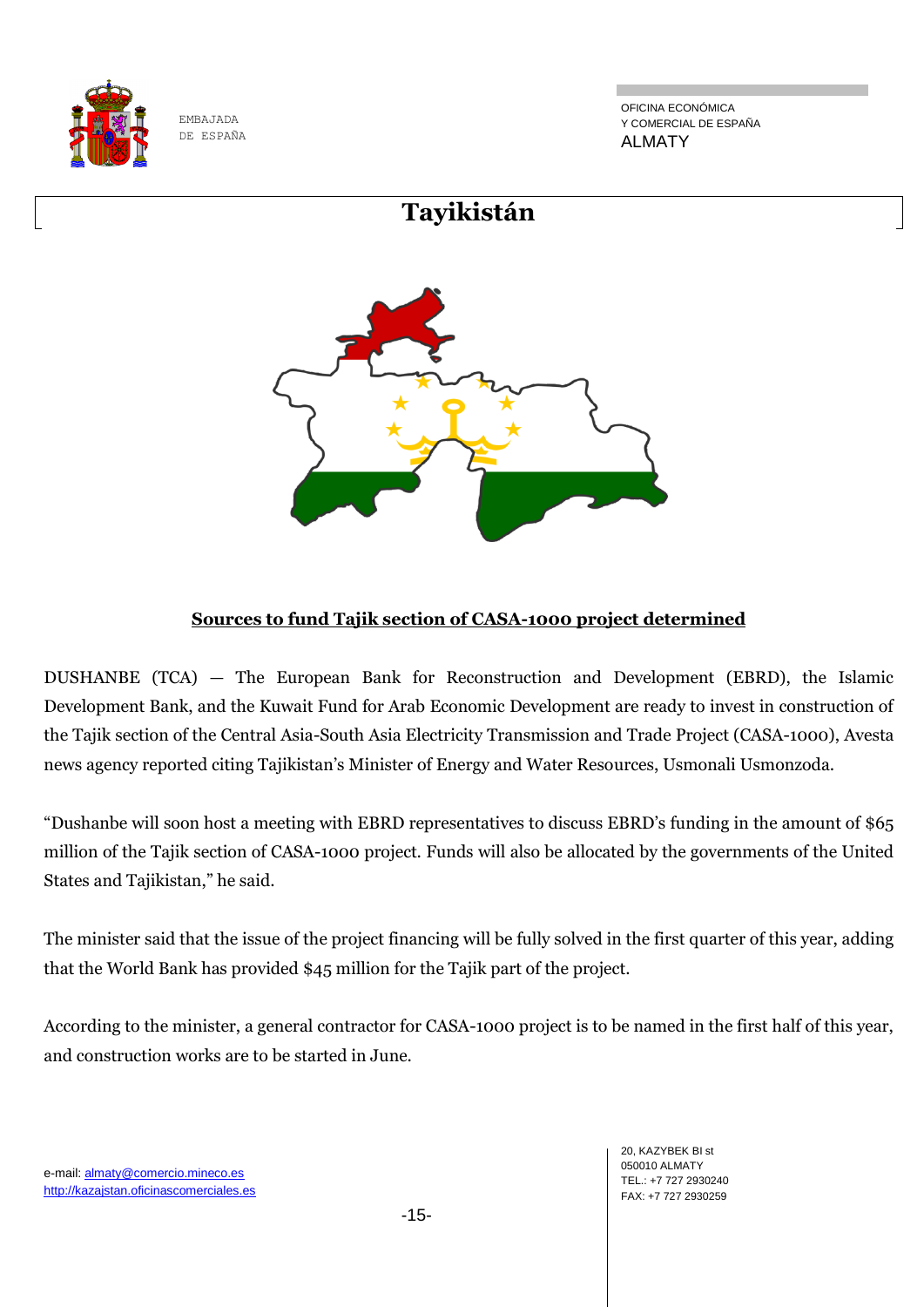# Tayikistán

**Sources to fund Tajik section of CASA-1000 project determined**

DUSHANBE (TCA) — The European Bank for Reconstruction and Development (EBRD), the Islamic Development Bank, and the Kuwait Fund for Arab Economic Development are ready to invest in construction of the Tajik section of the Central Asia-South Asia Electricity Transmission and Trade Project (CASA-1000), Avesta news agency reported citing Tajikistan's Minister of Energy and Water Resources, Usmonali Usmonzoda.

"Dushanbe will soon host a meeting with EBRD representatives to discuss EBRD's funding in the amount of $65 million of the Tajik section of CASA-1000 project. Funds will also be allocated by the governments of the United States and Tajikistan," he said.

The minister said that the issue of the project financing will be fully solved in the first quarter of this year, adding that the World Bank has provided $45 million for the Tajik part of the project.

According to the minister, a general contractor for CASA-1000 project is to be named in the first half of this year, and construction works are to be started in June.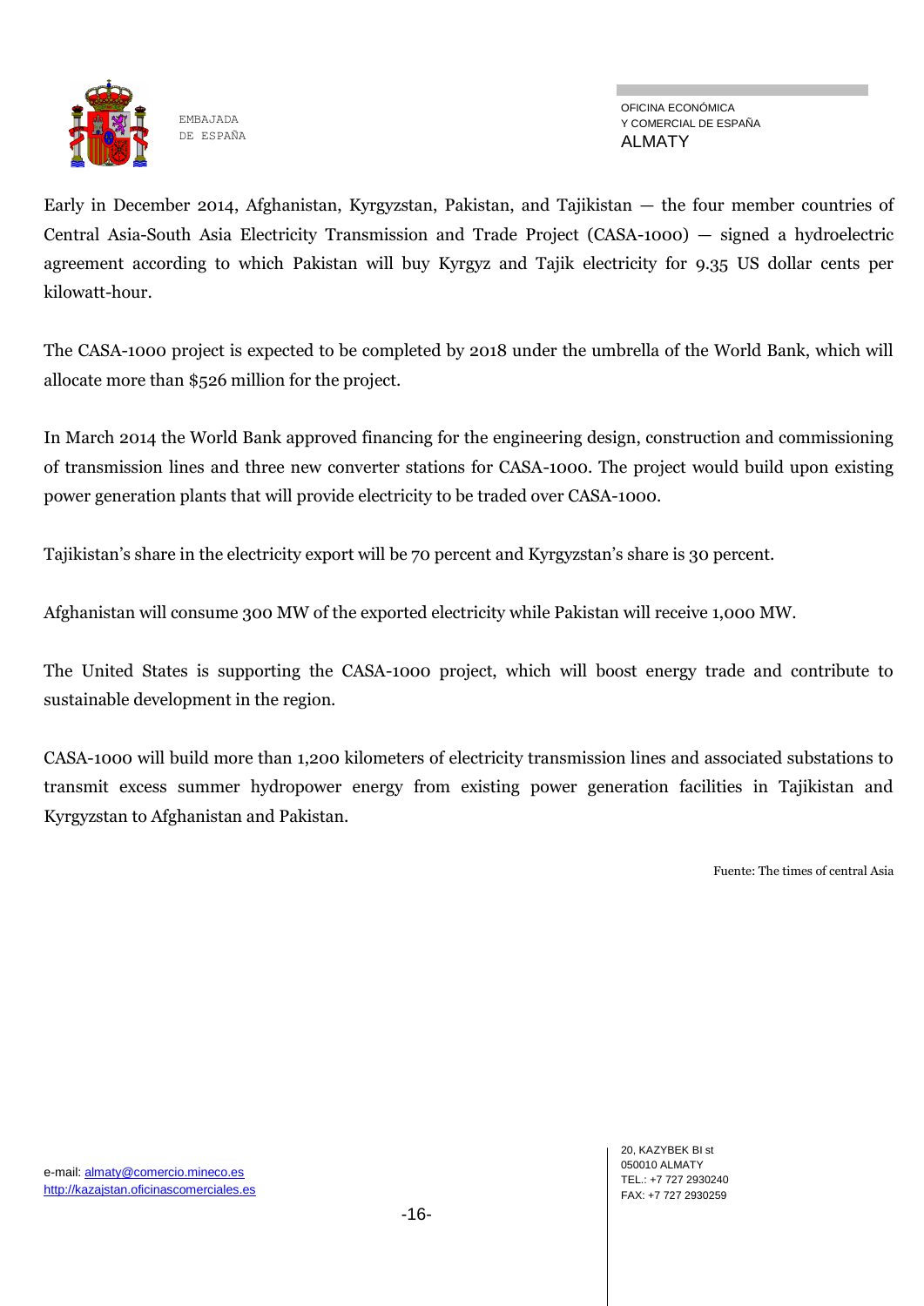Early in December 2014, Afghanistan, Kyrgyzstan, Pakistan, and Tajikistan — the four member countries of Central Asia-South Asia Electricity Transmission and Trade Project (CASA-1000) — signed a hydroelectric agreement according to which Pakistan will buy Kyrgyz and Tajik electricity for 9.35 US dollar cents per kilowatt-hour.

The CASA-1000 project is expected to be completed by 2018 under the umbrella of the World Bank, which will allocate more than $526 million for the project.

In March 2014 the World Bank approved financing for the engineering design, construction and commissioning of transmission lines and three new converter stations for CASA-1000. The project would build upon existing power generation plants that will provide electricity to be traded over CASA-1000.

Tajikistan's share in the electricity export will be 70 percent and Kyrgyzstan's share is 30 percent.

Afghanistan will consume 300 MW of the exported electricity while Pakistan will receive 1,000 MW.

The United States is supporting the CASA-1000 project, which will boost energy trade and contribute to sustainable development in the region.

CASA-1000 will build more than 1,200 kilometers of electricity transmission lines and associated substations to transmit excess summer hydropower energy from existing power generation facilities in Tajikistan and Kyrgyzstan to Afghanistan and Pakistan.

Fuente: The times of central Asia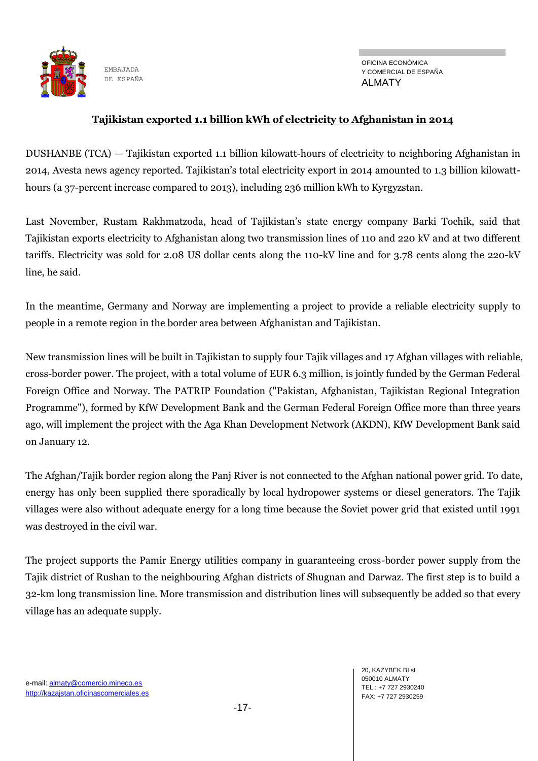## Tajikistan exported 1.1 billion kWh of electricity to Afghanistan in 2014

DUSHANBE (TCA) — Tajikistan exported 1.1 billion kilowatt-hours of electricity to neighboring Afghanistan in 2014, Avesta news agency reported. Tajikistan's total electricity export in 2014 amounted to 1.3 billion kilowatt-hours (a 37-percent increase compared to 2013), including 236 million kWh to Kyrgyzstan.

Last November, Rustam Rakhmatzoda, head of Tajikistan's state energy company Barki Tochik, said that Tajikistan exports electricity to Afghanistan along two transmission lines of 110 and 220 kV and at two different tariffs. Electricity was sold for 2.08 US dollar cents along the 110-kV line and for 3.78 cents along the 220-kV line, he said.

In the meantime, Germany and Norway are implementing a project to provide a reliable electricity supply to people in a remote region in the border area between Afghanistan and Tajikistan.

New transmission lines will be built in Tajikistan to supply four Tajik villages and 17 Afghan villages with reliable, cross-border power. The project, with a total volume of EUR 6.3 million, is jointly funded by the German Federal Foreign Office and Norway. The PATRIP Foundation ("Pakistan, Afghanistan, Tajikistan Regional Integration Programme"), formed by KfW Development Bank and the German Federal Foreign Office more than three years ago, will implement the project with the Aga Khan Development Network (AKDN), KfW Development Bank said on January 12.

The Afghan/Tajik border region along the Panj River is not connected to the Afghan national power grid. To date, energy has only been supplied there sporadically by local hydropower systems or diesel generators. The Tajik villages were also without adequate energy for a long time because the Soviet power grid that existed until 1991 was destroyed in the civil war.

The project supports the Pamir Energy utilities company in guaranteeing cross-border power supply from the Tajik district of Rushan to the neighbouring Afghan districts of Shugnan and Darwaz. The first step is to build a 32-km long transmission line. More transmission and distribution lines will subsequently be added so that every village has an adequate supply.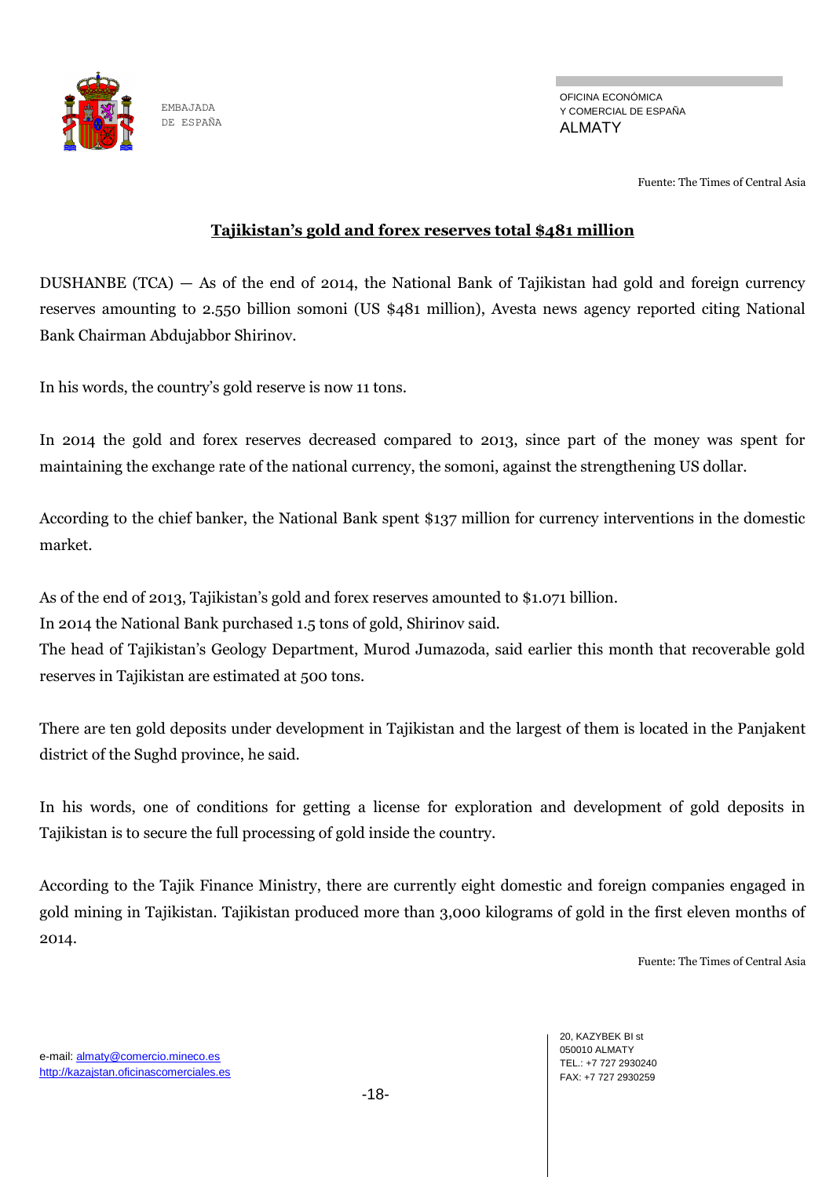Fuente: The Times of Central Asia

## Tajikistan's gold and forex reserves total $481 million

DUSHANBE (TCA) — As of the end of 2014, the National Bank of Tajikistan had gold and foreign currency reserves amounting to 2.550 billion somoni (US $481 million), Avesta news agency reported citing National Bank Chairman Abdujabbor Shirinov.

In his words, the country's gold reserve is now 11 tons.

In 2014 the gold and forex reserves decreased compared to 2013, since part of the money was spent for maintaining the exchange rate of the national currency, the somoni, against the strengthening US dollar.

According to the chief banker, the National Bank spent $137 million for currency interventions in the domestic market.

As of the end of 2013, Tajikistan's gold and forex reserves amounted to $1.071 billion.
In 2014 the National Bank purchased 1.5 tons of gold, Shirinov said.
The head of Tajikistan's Geology Department, Murod Jumazoda, said earlier this month that recoverable gold reserves in Tajikistan are estimated at 500 tons.

There are ten gold deposits under development in Tajikistan and the largest of them is located in the Panjakent district of the Sughd province, he said.

In his words, one of conditions for getting a license for exploration and development of gold deposits in Tajikistan is to secure the full processing of gold inside the country.

According to the Tajik Finance Ministry, there are currently eight domestic and foreign companies engaged in gold mining in Tajikistan. Tajikistan produced more than 3,000 kilograms of gold in the first eleven months of 2014.

Fuente: The Times of Central Asia